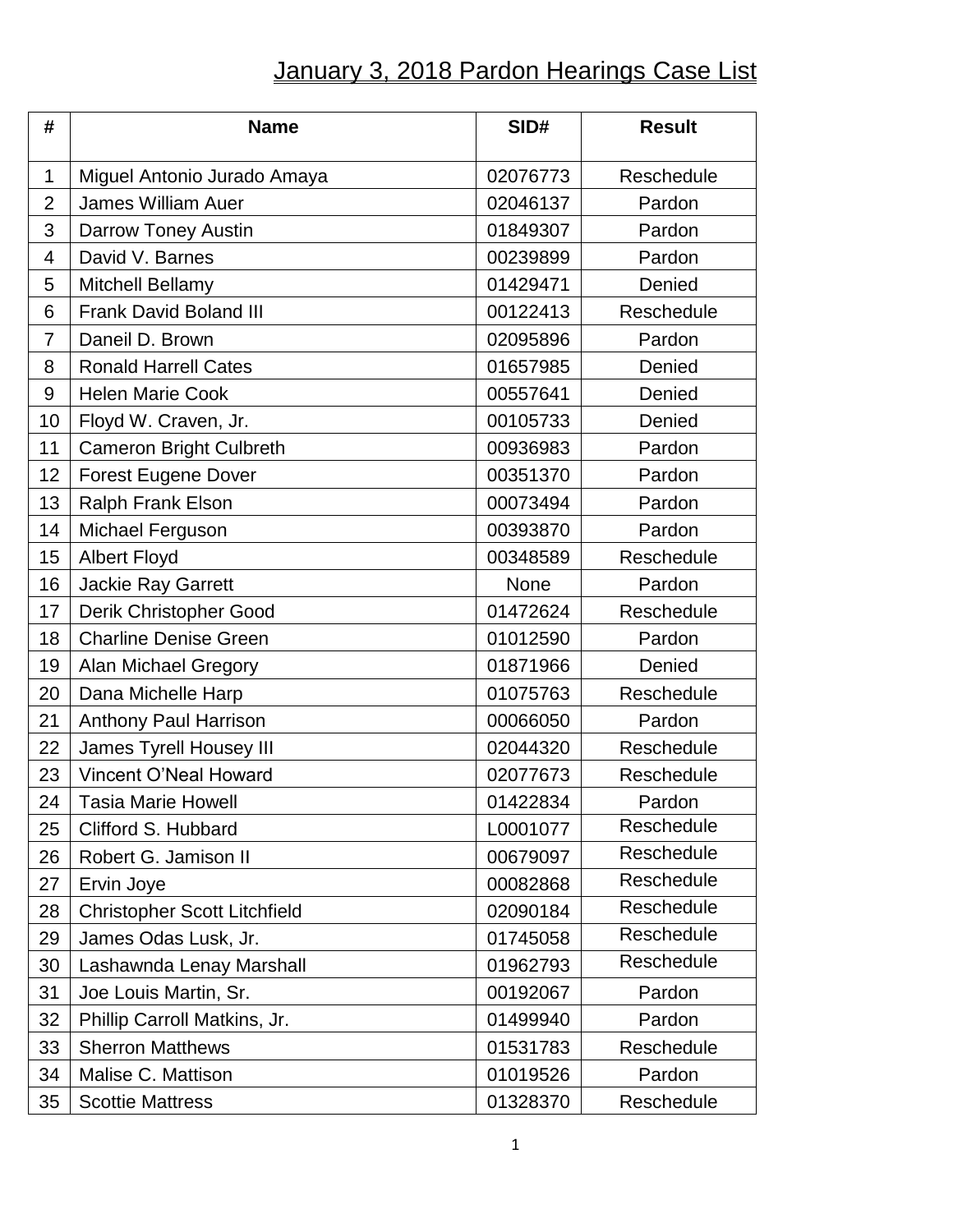# January 3, 2018 Pardon Hearings Case List

| # | Name | SID# | Result |
|---|---|---|---|
| 1 | Miguel Antonio Jurado Amaya | 02076773 | Reschedule |
| 2 | James William Auer | 02046137 | Pardon |
| 3 | Darrow Toney Austin | 01849307 | Pardon |
| 4 | David V. Barnes | 00239899 | Pardon |
| 5 | Mitchell Bellamy | 01429471 | Denied |
| 6 | Frank David Boland III | 00122413 | Reschedule |
| 7 | Daneil D. Brown | 02095896 | Pardon |
| 8 | Ronald Harrell Cates | 01657985 | Denied |
| 9 | Helen Marie Cook | 00557641 | Denied |
| 10 | Floyd W. Craven, Jr. | 00105733 | Denied |
| 11 | Cameron Bright Culbreth | 00936983 | Pardon |
| 12 | Forest Eugene Dover | 00351370 | Pardon |
| 13 | Ralph Frank Elson | 00073494 | Pardon |
| 14 | Michael Ferguson | 00393870 | Pardon |
| 15 | Albert Floyd | 00348589 | Reschedule |
| 16 | Jackie Ray Garrett | None | Pardon |
| 17 | Derik Christopher Good | 01472624 | Reschedule |
| 18 | Charline Denise Green | 01012590 | Pardon |
| 19 | Alan Michael Gregory | 01871966 | Denied |
| 20 | Dana Michelle Harp | 01075763 | Reschedule |
| 21 | Anthony Paul Harrison | 00066050 | Pardon |
| 22 | James Tyrell Housey III | 02044320 | Reschedule |
| 23 | Vincent O'Neal Howard | 02077673 | Reschedule |
| 24 | Tasia Marie Howell | 01422834 | Pardon |
| 25 | Clifford S. Hubbard | L0001077 | Reschedule |
| 26 | Robert G. Jamison II | 00679097 | Reschedule |
| 27 | Ervin Joye | 00082868 | Reschedule |
| 28 | Christopher Scott Litchfield | 02090184 | Reschedule |
| 29 | James Odas Lusk, Jr. | 01745058 | Reschedule |
| 30 | Lashawnda Lenay Marshall | 01962793 | Reschedule |
| 31 | Joe Louis Martin, Sr. | 00192067 | Pardon |
| 32 | Phillip Carroll Matkins, Jr. | 01499940 | Pardon |
| 33 | Sherron Matthews | 01531783 | Reschedule |
| 34 | Malise C. Mattison | 01019526 | Pardon |
| 35 | Scottie Mattress | 01328370 | Reschedule |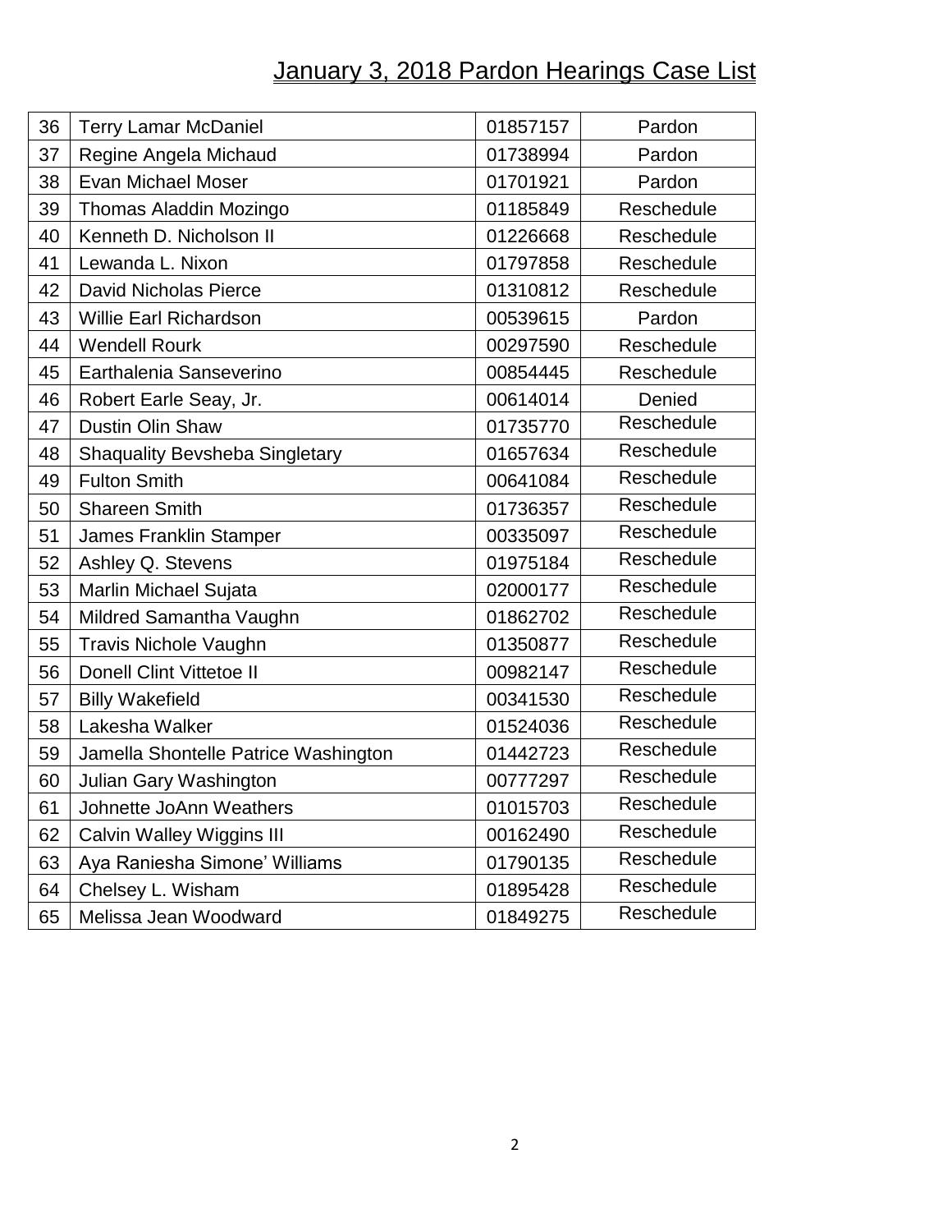# January 3, 2018 Pardon Hearings Case List

| | | | |
|---|---|---|---|
| 36 | Terry Lamar McDaniel | 01857157 | Pardon |
| 37 | Regine Angela Michaud | 01738994 | Pardon |
| 38 | Evan Michael Moser | 01701921 | Pardon |
| 39 | Thomas Aladdin Mozingo | 01185849 | Reschedule |
| 40 | Kenneth D. Nicholson II | 01226668 | Reschedule |
| 41 | Lewanda L. Nixon | 01797858 | Reschedule |
| 42 | David Nicholas Pierce | 01310812 | Reschedule |
| 43 | Willie Earl Richardson | 00539615 | Pardon |
| 44 | Wendell Rourk | 00297590 | Reschedule |
| 45 | Earthalenia Sanseverino | 00854445 | Reschedule |
| 46 | Robert Earle Seay, Jr. | 00614014 | Denied |
| 47 | Dustin Olin Shaw | 01735770 | Reschedule |
| 48 | Shaquality Bevsheba Singletary | 01657634 | Reschedule |
| 49 | Fulton Smith | 00641084 | Reschedule |
| 50 | Shareen Smith | 01736357 | Reschedule |
| 51 | James Franklin Stamper | 00335097 | Reschedule |
| 52 | Ashley Q. Stevens | 01975184 | Reschedule |
| 53 | Marlin Michael Sujata | 02000177 | Reschedule |
| 54 | Mildred Samantha Vaughn | 01862702 | Reschedule |
| 55 | Travis Nichole Vaughn | 01350877 | Reschedule |
| 56 | Donell Clint Vittetoe II | 00982147 | Reschedule |
| 57 | Billy Wakefield | 00341530 | Reschedule |
| 58 | Lakesha Walker | 01524036 | Reschedule |
| 59 | Jamella Shontelle Patrice Washington | 01442723 | Reschedule |
| 60 | Julian Gary Washington | 00777297 | Reschedule |
| 61 | Johnette JoAnn Weathers | 01015703 | Reschedule |
| 62 | Calvin Walley Wiggins III | 00162490 | Reschedule |
| 63 | Aya Raniesha Simone' Williams | 01790135 | Reschedule |
| 64 | Chelsey L. Wisham | 01895428 | Reschedule |
| 65 | Melissa Jean Woodward | 01849275 | Reschedule |